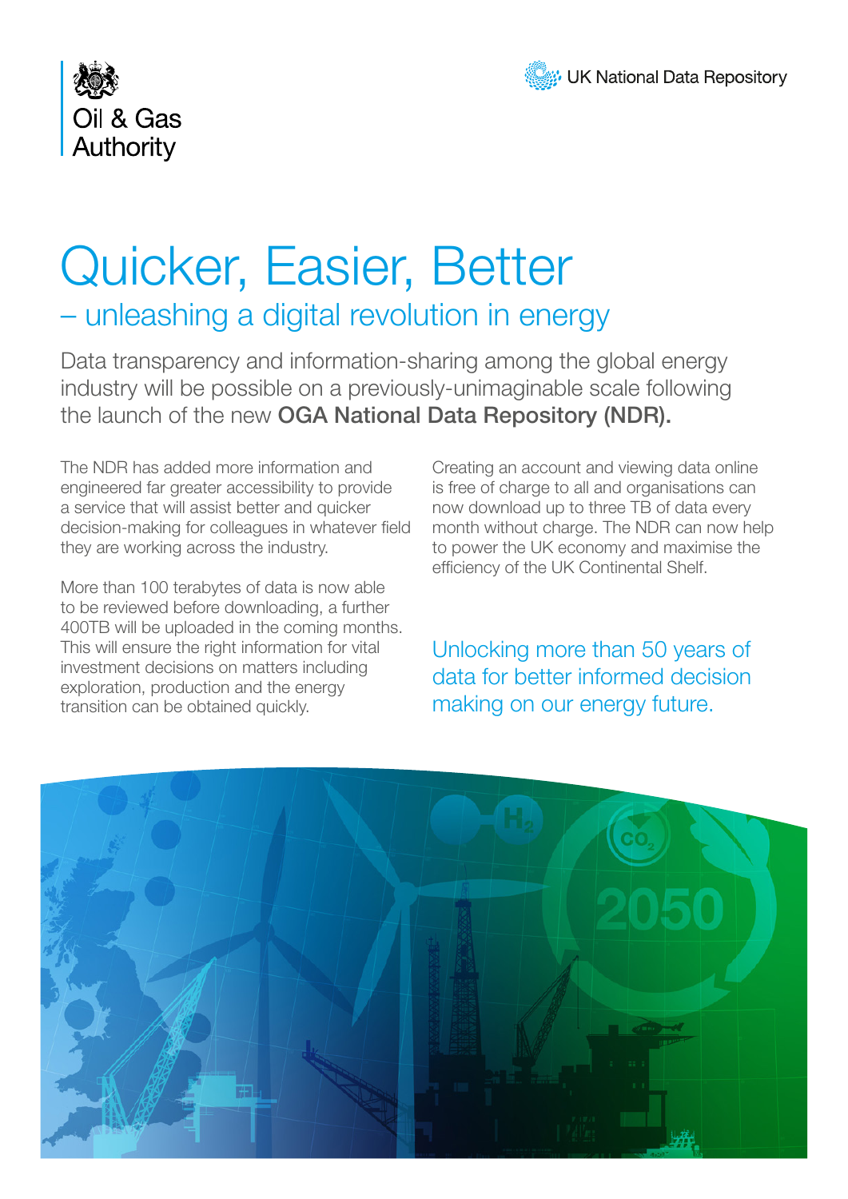Oil & Gas Authority

UK National Data Repository

# Quicker, Easier, Better

## – unleashing a digital revolution in energy

Data transparency and information-sharing among the global energy industry will be possible on a previously-unimaginable scale following the launch of the new **OGA National Data Repository (NDR).**

The NDR has added more information and engineered far greater accessibility to provide a service that will assist better and quicker decision-making for colleagues in whatever field they are working across the industry.

More than 100 terabytes of data is now able to be reviewed before downloading, a further 400TB will be uploaded in the coming months. This will ensure the right information for vital investment decisions on matters including exploration, production and the energy transition can be obtained quickly.

Creating an account and viewing data online is free of charge to all and organisations can now download up to three TB of data every month without charge. The NDR can now help to power the UK economy and maximise the efficiency of the UK Continental Shelf.

Unlocking more than 50 years of data for better informed decision making on our energy future.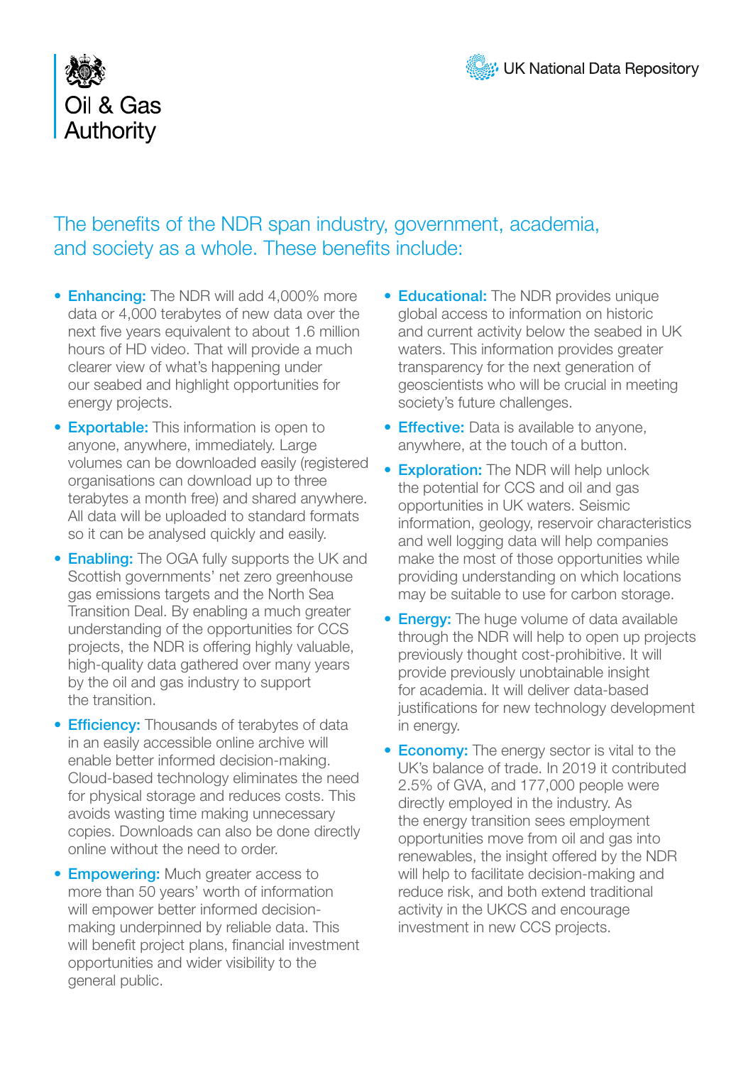Oil & Gas Authority

UK National Data Repository

## The benefits of the NDR span industry, government, academia, and society as a whole. These benefits include:

- **Enhancing:** The NDR will add 4,000% more data or 4,000 terabytes of new data over the next five years equivalent to about 1.6 million hours of HD video. That will provide a much clearer view of what's happening under our seabed and highlight opportunities for energy projects.
- **Exportable:** This information is open to anyone, anywhere, immediately. Large volumes can be downloaded easily (registered organisations can download up to three terabytes a month free) and shared anywhere. All data will be uploaded to standard formats so it can be analysed quickly and easily.
- **Enabling:** The OGA fully supports the UK and Scottish governments' net zero greenhouse gas emissions targets and the North Sea Transition Deal. By enabling a much greater understanding of the opportunities for CCS projects, the NDR is offering highly valuable, high-quality data gathered over many years by the oil and gas industry to support the transition.
- **Efficiency:** Thousands of terabytes of data in an easily accessible online archive will enable better informed decision-making. Cloud-based technology eliminates the need for physical storage and reduces costs. This avoids wasting time making unnecessary copies. Downloads can also be done directly online without the need to order.
- **Empowering:** Much greater access to more than 50 years' worth of information will empower better informed decision-making underpinned by reliable data. This will benefit project plans, financial investment opportunities and wider visibility to the general public.
- **Educational:** The NDR provides unique global access to information on historic and current activity below the seabed in UK waters. This information provides greater transparency for the next generation of geoscientists who will be crucial in meeting society's future challenges.
- **Effective:** Data is available to anyone, anywhere, at the touch of a button.
- **Exploration:** The NDR will help unlock the potential for CCS and oil and gas opportunities in UK waters. Seismic information, geology, reservoir characteristics and well logging data will help companies make the most of those opportunities while providing understanding on which locations may be suitable to use for carbon storage.
- **Energy:** The huge volume of data available through the NDR will help to open up projects previously thought cost-prohibitive. It will provide previously unobtainable insight for academia. It will deliver data-based justifications for new technology development in energy.
- **Economy:** The energy sector is vital to the UK's balance of trade. In 2019 it contributed 2.5% of GVA, and 177,000 people were directly employed in the industry. As the energy transition sees employment opportunities move from oil and gas into renewables, the insight offered by the NDR will help to facilitate decision-making and reduce risk, and both extend traditional activity in the UKCS and encourage investment in new CCS projects.